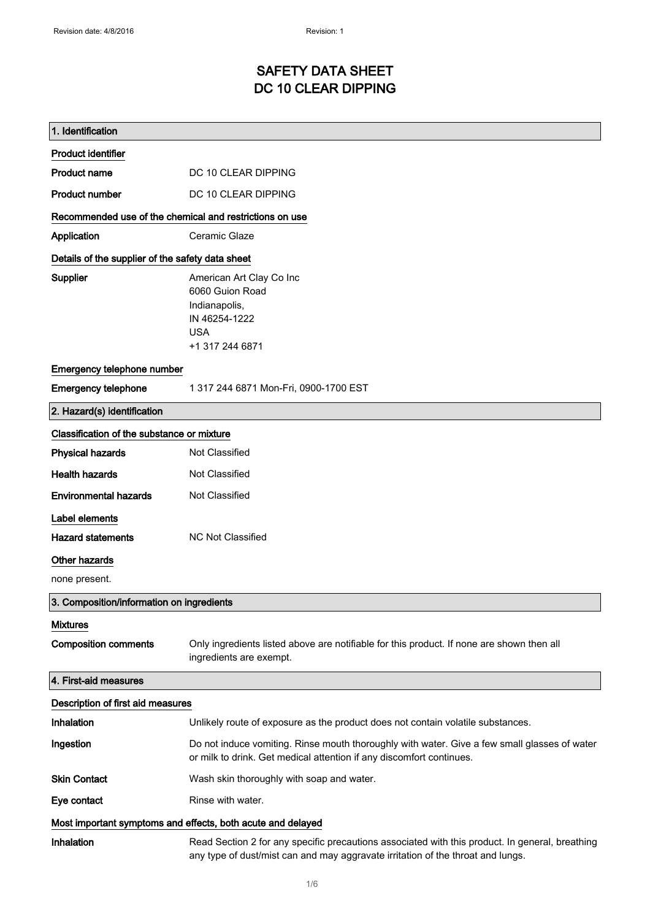# SAFETY DATA SHEET
# DC 10 CLEAR DIPPING

## 1. Identification

### Product identifier

| | |
|---|---|
| **Product name** | DC 10 CLEAR DIPPING |
| **Product number** | DC 10 CLEAR DIPPING |

### Recommended use of the chemical and restrictions on use

| | |
|---|---|
| **Application** | Ceramic Glaze |

### Details of the supplier of the safety data sheet

**Supplier**

American Art Clay Co Inc
6060 Guion Road
Indianapolis,
IN 46254-1222
USA
+1 317 244 6871

### Emergency telephone number

| | |
|---|---|
| **Emergency telephone** | 1 317 244 6871 Mon-Fri, 0900-1700 EST |

## 2. Hazard(s) identification

### Classification of the substance or mixture

| | |
|---|---|
| **Physical hazards** | Not Classified |
| **Health hazards** | Not Classified |
| **Environmental hazards** | Not Classified |

### Label elements

| | |
|---|---|
| **Hazard statements** | NC Not Classified |

### Other hazards

none present.

## 3. Composition/information on ingredients

### Mixtures

| | |
|---|---|
| **Composition comments** | Only ingredients listed above are notifiable for this product. If none are shown then all ingredients are exempt. |

## 4. First-aid measures

### Description of first aid measures

| | |
|---|---|
| **Inhalation** | Unlikely route of exposure as the product does not contain volatile substances. |
| **Ingestion** | Do not induce vomiting. Rinse mouth thoroughly with water. Give a few small glasses of water or milk to drink. Get medical attention if any discomfort continues. |
| **Skin Contact** | Wash skin thoroughly with soap and water. |
| **Eye contact** | Rinse with water. |

### Most important symptoms and effects, both acute and delayed

| | |
|---|---|
| **Inhalation** | Read Section 2 for any specific precautions associated with this product. In general, breathing any type of dust/mist can and may aggravate irritation of the throat and lungs. |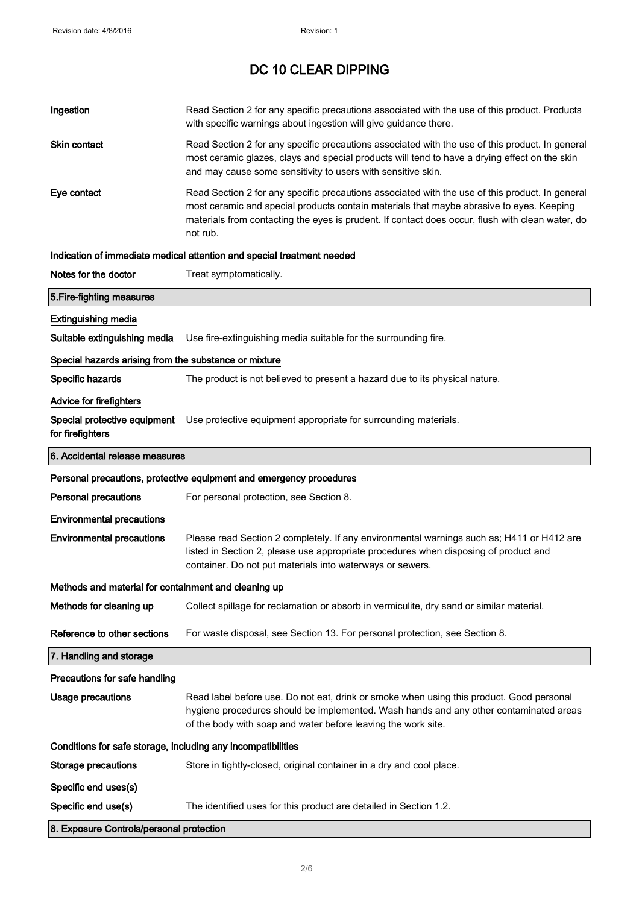# DC 10 CLEAR DIPPING

**Ingestion** Read Section 2 for any specific precautions associated with the use of this product. Products with specific warnings about ingestion will give guidance there.

**Skin contact** Read Section 2 for any specific precautions associated with the use of this product. In general most ceramic glazes, clays and special products will tend to have a drying effect on the skin and may cause some sensitivity to users with sensitive skin.

**Eye contact** Read Section 2 for any specific precautions associated with the use of this product. In general most ceramic and special products contain materials that maybe abrasive to eyes. Keeping materials from contacting the eyes is prudent. If contact does occur, flush with clean water, do not rub.

### Indication of immediate medical attention and special treatment needed

**Notes for the doctor** Treat symptomatically.

## 5.Fire-fighting measures

### Extinguishing media

**Suitable extinguishing media** Use fire-extinguishing media suitable for the surrounding fire.

### Special hazards arising from the substance or mixture

**Specific hazards** The product is not believed to present a hazard due to its physical nature.

### Advice for firefighters

**Special protective equipment for firefighters** Use protective equipment appropriate for surrounding materials.

## 6. Accidental release measures

### Personal precautions, protective equipment and emergency procedures

**Personal precautions** For personal protection, see Section 8.

### Environmental precautions

**Environmental precautions** Please read Section 2 completely. If any environmental warnings such as; H411 or H412 are listed in Section 2, please use appropriate procedures when disposing of product and container. Do not put materials into waterways or sewers.

### Methods and material for containment and cleaning up

**Methods for cleaning up** Collect spillage for reclamation or absorb in vermiculite, dry sand or similar material.

**Reference to other sections** For waste disposal, see Section 13. For personal protection, see Section 8.

## 7. Handling and storage

### Precautions for safe handling

**Usage precautions** Read label before use. Do not eat, drink or smoke when using this product. Good personal hygiene procedures should be implemented. Wash hands and any other contaminated areas of the body with soap and water before leaving the work site.

### Conditions for safe storage, including any incompatibilities

**Storage precautions** Store in tightly-closed, original container in a dry and cool place.

### Specific end uses(s)

**Specific end use(s)** The identified uses for this product are detailed in Section 1.2.

## 8. Exposure Controls/personal protection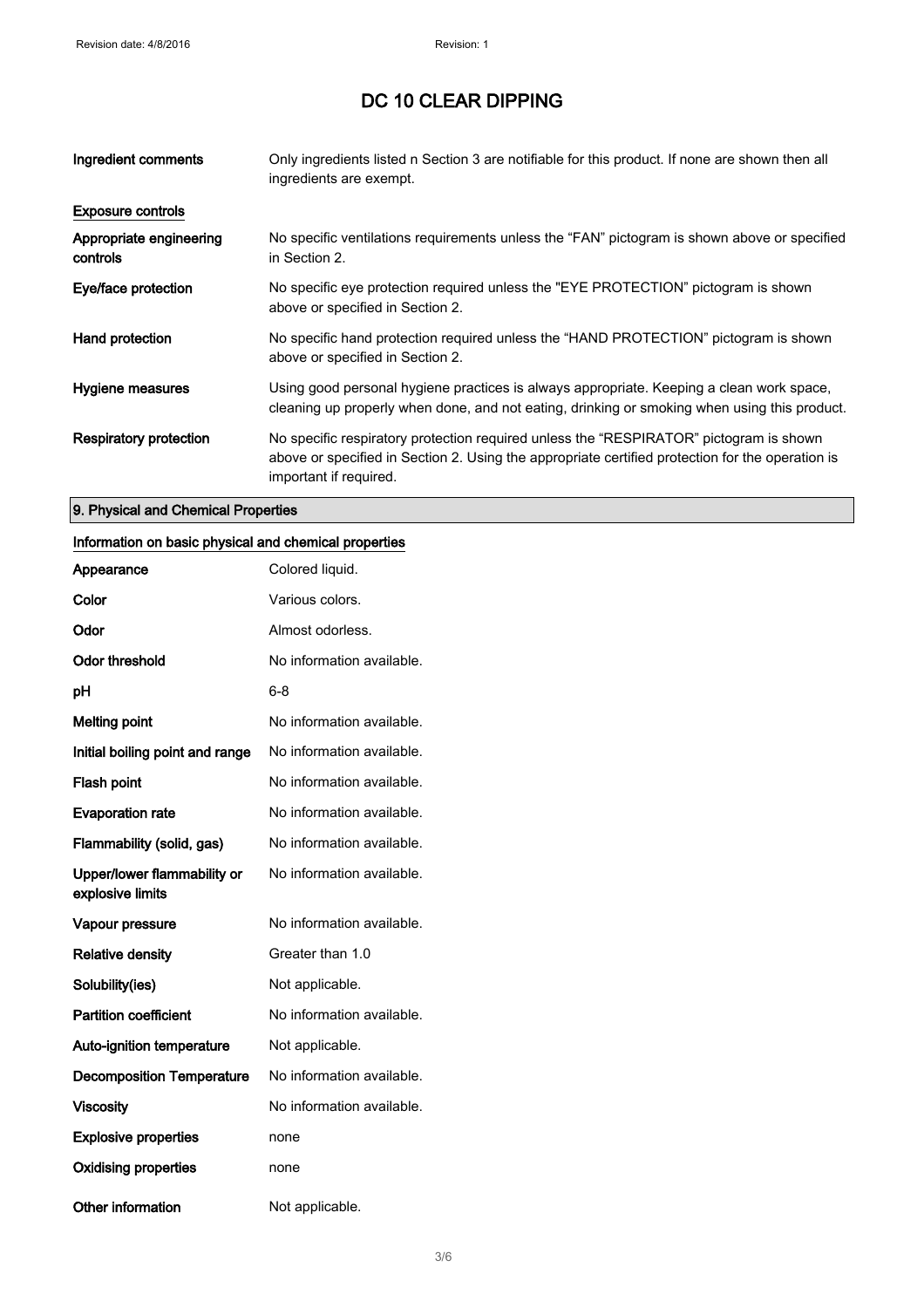# DC 10 CLEAR DIPPING

| | |
|---|---|
| **Ingredient comments** | Only ingredients listed n Section 3 are notifiable for this product. If none are shown then all ingredients are exempt. |

**Exposure controls**

| | |
|---|---|
| **Appropriate engineering controls** | No specific ventilations requirements unless the “FAN” pictogram is shown above or specified in Section 2. |
| **Eye/face protection** | No specific eye protection required unless the "EYE PROTECTION" pictogram is shown above or specified in Section 2. |
| **Hand protection** | No specific hand protection required unless the “HAND PROTECTION” pictogram is shown above or specified in Section 2. |
| **Hygiene measures** | Using good personal hygiene practices is always appropriate. Keeping a clean work space, cleaning up properly when done, and not eating, drinking or smoking when using this product. |
| **Respiratory protection** | No specific respiratory protection required unless the “RESPIRATOR” pictogram is shown above or specified in Section 2. Using the appropriate certified protection for the operation is important if required. |

## 9. Physical and Chemical Properties

**Information on basic physical and chemical properties**

| | |
|---|---|
| **Appearance** | Colored liquid. |
| **Color** | Various colors. |
| **Odor** | Almost odorless. |
| **Odor threshold** | No information available. |
| **pH** | 6-8 |
| **Melting point** | No information available. |
| **Initial boiling point and range** | No information available. |
| **Flash point** | No information available. |
| **Evaporation rate** | No information available. |
| **Flammability (solid, gas)** | No information available. |
| **Upper/lower flammability or explosive limits** | No information available. |
| **Vapour pressure** | No information available. |
| **Relative density** | Greater than 1.0 |
| **Solubility(ies)** | Not applicable. |
| **Partition coefficient** | No information available. |
| **Auto-ignition temperature** | Not applicable. |
| **Decomposition Temperature** | No information available. |
| **Viscosity** | No information available. |
| **Explosive properties** | none |
| **Oxidising properties** | none |
| **Other information** | Not applicable. |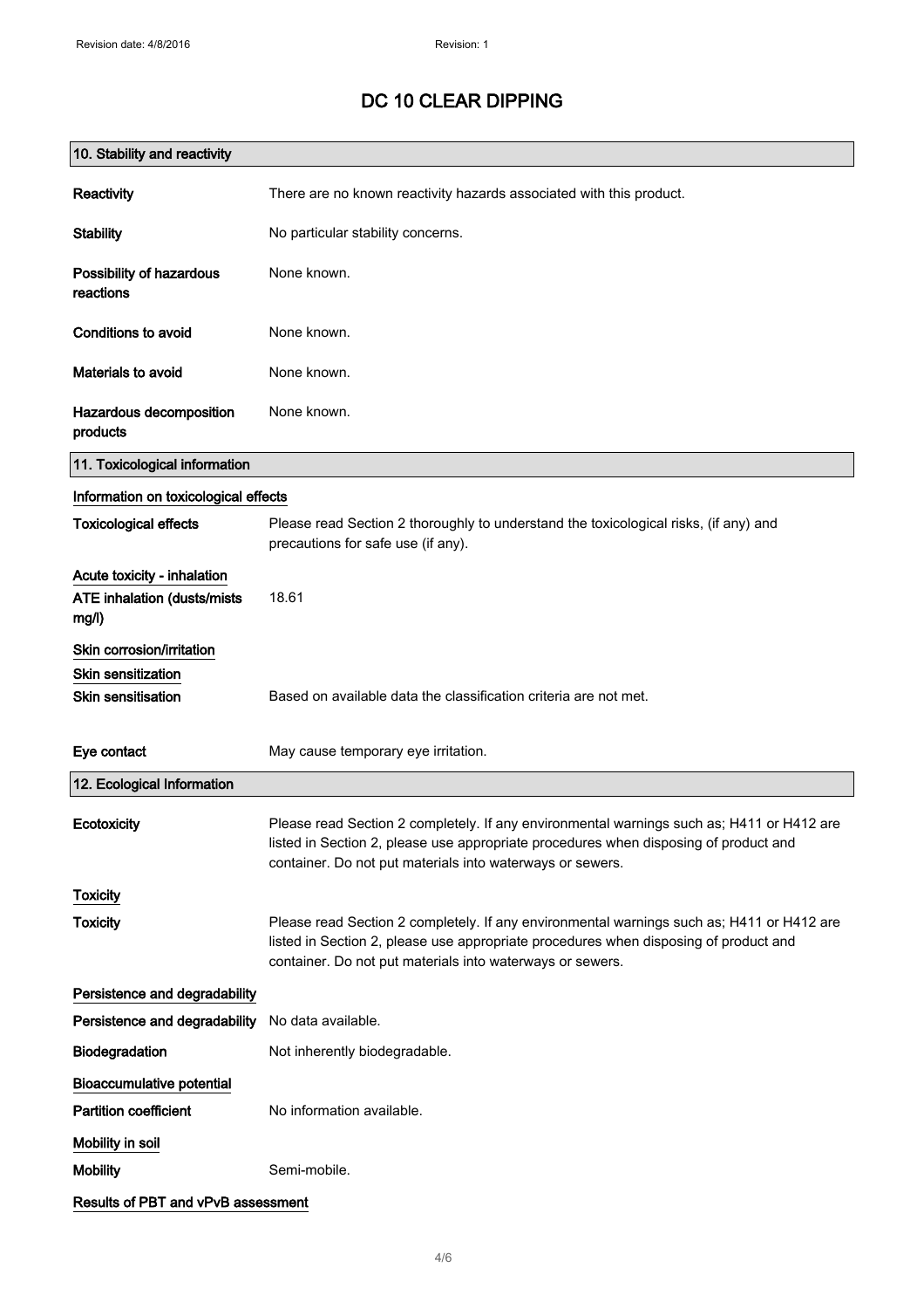# DC 10 CLEAR DIPPING

## 10. Stability and reactivity

**Reactivity** There are no known reactivity hazards associated with this product.

**Stability** No particular stability concerns.

**Possibility of hazardous reactions** None known.

**Conditions to avoid** None known.

**Materials to avoid** None known.

**Hazardous decomposition products** None known.

## 11. Toxicological information

### Information on toxicological effects

**Toxicological effects** Please read Section 2 thoroughly to understand the toxicological risks, (if any) and precautions for safe use (if any).

### Acute toxicity - inhalation

**ATE inhalation (dusts/mists mg/l)** 18.61

### Skin corrosion/irritation

### Skin sensitization

**Skin sensitisation** Based on available data the classification criteria are not met.

**Eye contact** May cause temporary eye irritation.

## 12. Ecological Information

**Ecotoxicity** Please read Section 2 completely. If any environmental warnings such as; H411 or H412 are listed in Section 2, please use appropriate procedures when disposing of product and container. Do not put materials into waterways or sewers.

### Toxicity

**Toxicity** Please read Section 2 completely. If any environmental warnings such as; H411 or H412 are listed in Section 2, please use appropriate procedures when disposing of product and container. Do not put materials into waterways or sewers.

### Persistence and degradability

**Persistence and degradability** No data available.

**Biodegradation** Not inherently biodegradable.

### Bioaccumulative potential

**Partition coefficient** No information available.

### Mobility in soil

**Mobility** Semi-mobile.

### Results of PBT and vPvB assessment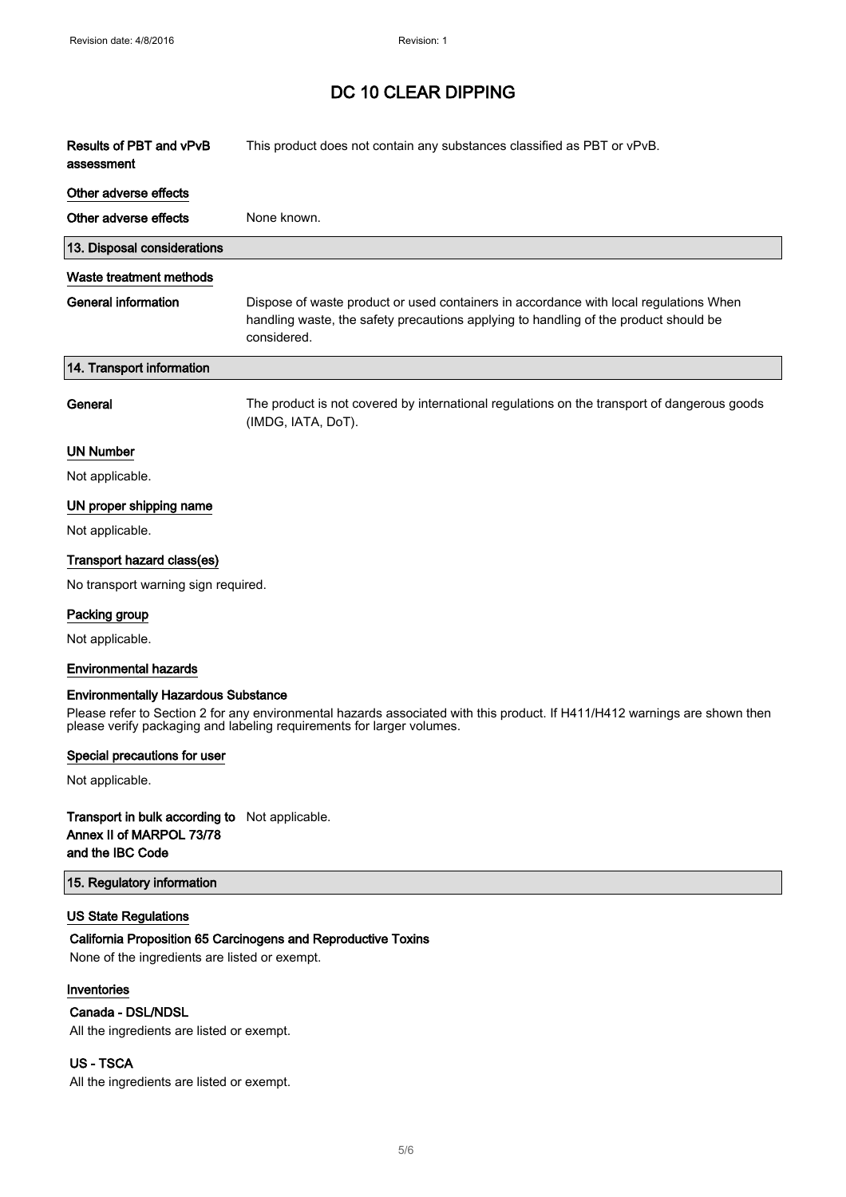# DC 10 CLEAR DIPPING

| | |
|---|---|
| **Results of PBT and vPvB assessment** | This product does not contain any substances classified as PBT or vPvB. |

**Other adverse effects**

| | |
|---|---|
| **Other adverse effects** | None known. |

## 13. Disposal considerations

**Waste treatment methods**

| | |
|---|---|
| **General information** | Dispose of waste product or used containers in accordance with local regulations When handling waste, the safety precautions applying to handling of the product should be considered. |

## 14. Transport information

| | |
|---|---|
| **General** | The product is not covered by international regulations on the transport of dangerous goods (IMDG, IATA, DoT). |

**UN Number**

Not applicable.

**UN proper shipping name**

Not applicable.

**Transport hazard class(es)**

No transport warning sign required.

**Packing group**

Not applicable.

**Environmental hazards**

**Environmentally Hazardous Substance**

Please refer to Section 2 for any environmental hazards associated with this product. If H411/H412 warnings are shown then please verify packaging and labeling requirements for larger volumes.

**Special precautions for user**

Not applicable.

| | |
|---|---|
| **Transport in bulk according to Annex II of MARPOL 73/78 and the IBC Code** | Not applicable. |

## 15. Regulatory information

**US State Regulations**

**California Proposition 65 Carcinogens and Reproductive Toxins**

None of the ingredients are listed or exempt.

**Inventories**

**Canada - DSL/NDSL**

All the ingredients are listed or exempt.

**US - TSCA**

All the ingredients are listed or exempt.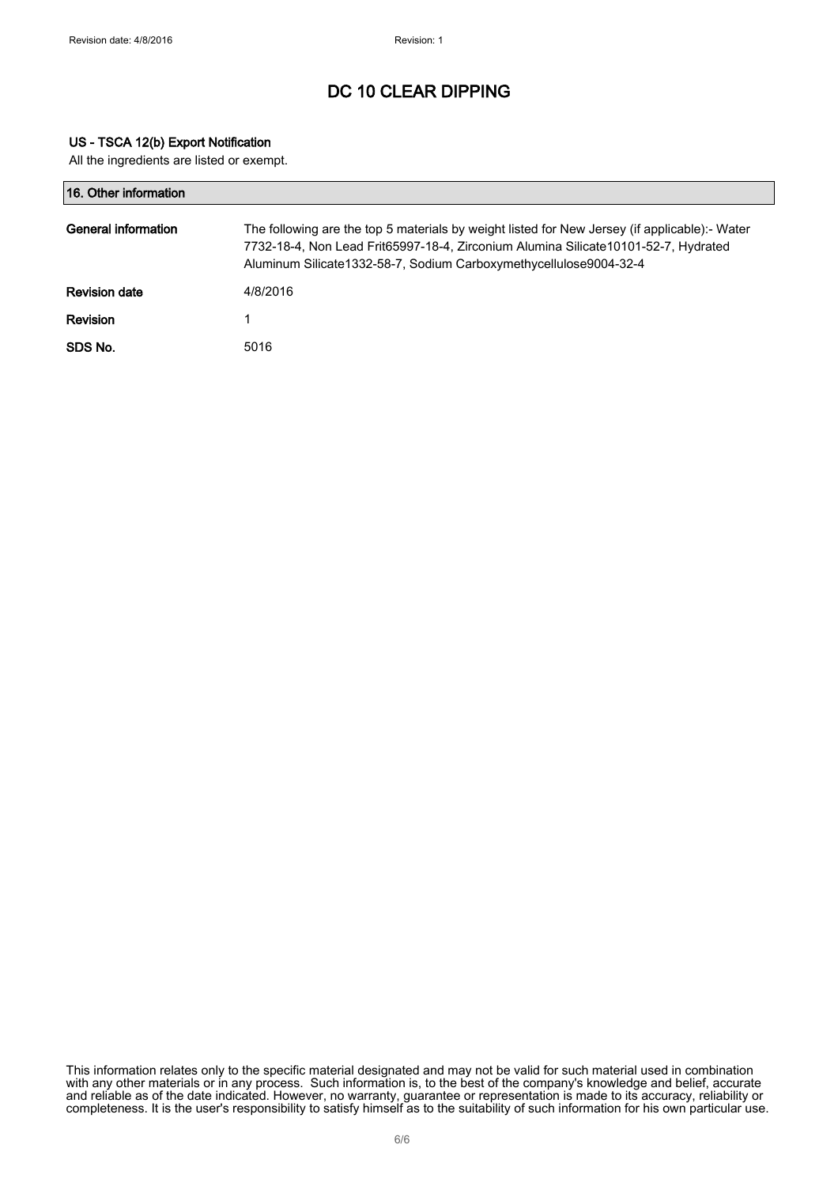# DC 10 CLEAR DIPPING

### US - TSCA 12(b) Export Notification

All the ingredients are listed or exempt.

## 16. Other information

| | |
|---|---|
| **General information** | The following are the top 5 materials by weight listed for New Jersey (if applicable):- Water 7732-18-4, Non Lead Frit65997-18-4, Zirconium Alumina Silicate10101-52-7, Hydrated Aluminum Silicate1332-58-7, Sodium Carboxymethycellulose9004-32-4 |
| **Revision date** | 4/8/2016 |
| **Revision** | 1 |
| **SDS No.** | 5016 |

This information relates only to the specific material designated and may not be valid for such material used in combination with any other materials or in any process. Such information is, to the best of the company's knowledge and belief, accurate and reliable as of the date indicated. However, no warranty, guarantee or representation is made to its accuracy, reliability or completeness. It is the user's responsibility to satisfy himself as to the suitability of such information for his own particular use.